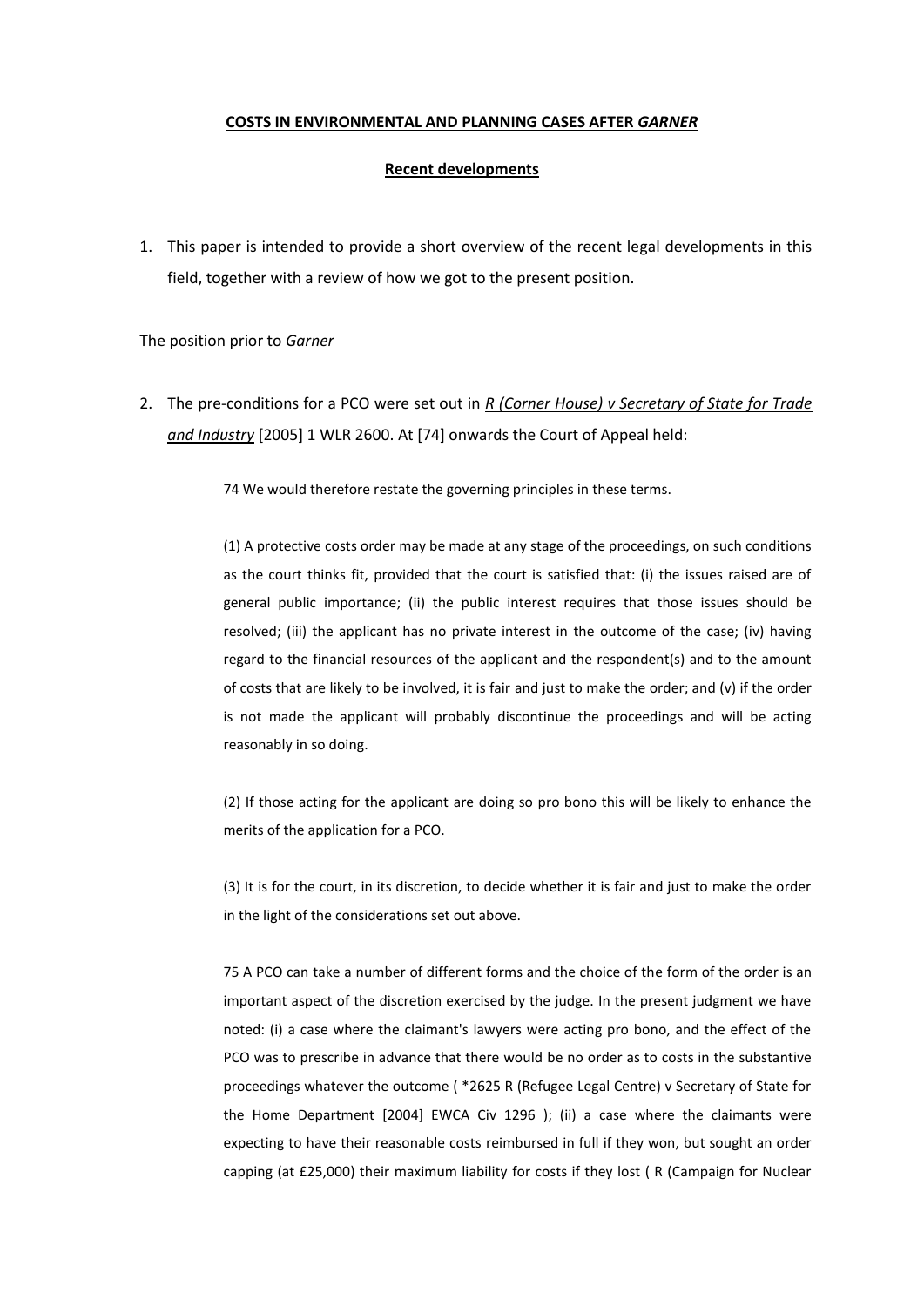**<u>COSTS IN ENVIRONMENTAL AND PLANNING CASES AFTER *GARNER*</u>**

**<u>Recent developments</u>**

1. This paper is intended to provide a short overview of the recent legal developments in this field, together with a review of how we got to the present position.

<u>The position prior to *Garner*</u>

2. The pre-conditions for a PCO were set out in <u>*R (Corner House) v Secretary of State for Trade and Industry*</u> [2005] 1 WLR 2600. At [74] onwards the Court of Appeal held:

> 74 We would therefore restate the governing principles in these terms.
>
> (1) A protective costs order may be made at any stage of the proceedings, on such conditions as the court thinks fit, provided that the court is satisfied that: (i) the issues raised are of general public importance; (ii) the public interest requires that those issues should be resolved; (iii) the applicant has no private interest in the outcome of the case; (iv) having regard to the financial resources of the applicant and the respondent(s) and to the amount of costs that are likely to be involved, it is fair and just to make the order; and (v) if the order is not made the applicant will probably discontinue the proceedings and will be acting reasonably in so doing.
>
> (2) If those acting for the applicant are doing so pro bono this will be likely to enhance the merits of the application for a PCO.
>
> (3) It is for the court, in its discretion, to decide whether it is fair and just to make the order in the light of the considerations set out above.
>
> 75 A PCO can take a number of different forms and the choice of the form of the order is an important aspect of the discretion exercised by the judge. In the present judgment we have noted: (i) a case where the claimant's lawyers were acting pro bono, and the effect of the PCO was to prescribe in advance that there would be no order as to costs in the substantive proceedings whatever the outcome ( *2625 R (Refugee Legal Centre) v Secretary of State for the Home Department [2004] EWCA Civ 1296 ); (ii) a case where the claimants were expecting to have their reasonable costs reimbursed in full if they won, but sought an order capping (at £25,000) their maximum liability for costs if they lost ( R (Campaign for Nuclear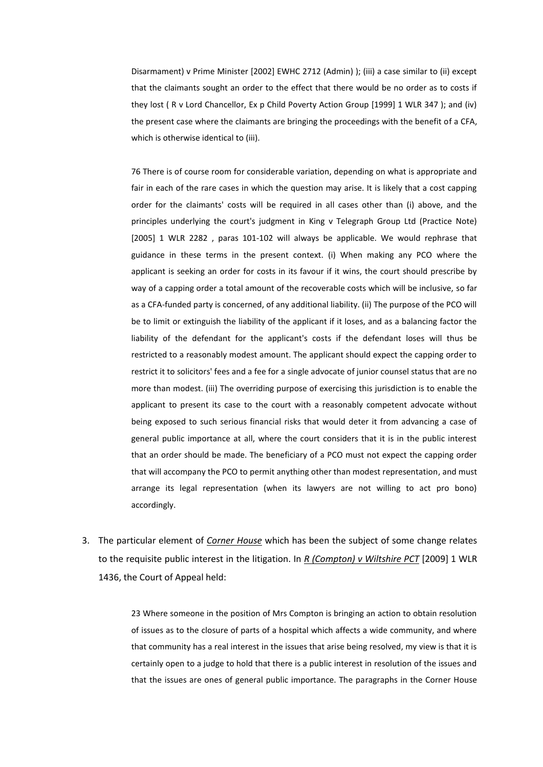> Disarmament) v Prime Minister [2002] EWHC 2712 (Admin) ); (iii) a case similar to (ii) except that the claimants sought an order to the effect that there would be no order as to costs if they lost ( R v Lord Chancellor, Ex p Child Poverty Action Group [1999] 1 WLR 347 ); and (iv) the present case where the claimants are bringing the proceedings with the benefit of a CFA, which is otherwise identical to (iii).
>
> 76 There is of course room for considerable variation, depending on what is appropriate and fair in each of the rare cases in which the question may arise. It is likely that a cost capping order for the claimants' costs will be required in all cases other than (i) above, and the principles underlying the court's judgment in King v Telegraph Group Ltd (Practice Note) [2005] 1 WLR 2282 , paras 101-102 will always be applicable. We would rephrase that guidance in these terms in the present context. (i) When making any PCO where the applicant is seeking an order for costs in its favour if it wins, the court should prescribe by way of a capping order a total amount of the recoverable costs which will be inclusive, so far as a CFA-funded party is concerned, of any additional liability. (ii) The purpose of the PCO will be to limit or extinguish the liability of the applicant if it loses, and as a balancing factor the liability of the defendant for the applicant's costs if the defendant loses will thus be restricted to a reasonably modest amount. The applicant should expect the capping order to restrict it to solicitors' fees and a fee for a single advocate of junior counsel status that are no more than modest. (iii) The overriding purpose of exercising this jurisdiction is to enable the applicant to present its case to the court with a reasonably competent advocate without being exposed to such serious financial risks that would deter it from advancing a case of general public importance at all, where the court considers that it is in the public interest that an order should be made. The beneficiary of a PCO must not expect the capping order that will accompany the PCO to permit anything other than modest representation, and must arrange its legal representation (when its lawyers are not willing to act pro bono) accordingly.

3. The particular element of *Corner House* which has been the subject of some change relates to the requisite public interest in the litigation. In *R (Compton) v Wiltshire PCT* [2009] 1 WLR 1436, the Court of Appeal held:

> 23 Where someone in the position of Mrs Compton is bringing an action to obtain resolution of issues as to the closure of parts of a hospital which affects a wide community, and where that community has a real interest in the issues that arise being resolved, my view is that it is certainly open to a judge to hold that there is a public interest in resolution of the issues and that the issues are ones of general public importance. The paragraphs in the Corner House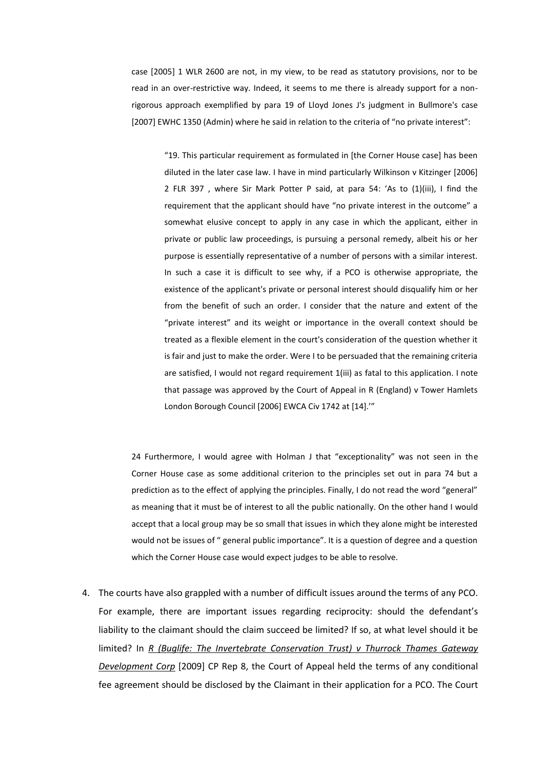> case [2005] 1 WLR 2600 are not, in my view, to be read as statutory provisions, nor to be read in an over-restrictive way. Indeed, it seems to me there is already support for a non-rigorous approach exemplified by para 19 of Lloyd Jones J's judgment in Bullmore's case [2007] EWHC 1350 (Admin) where he said in relation to the criteria of "no private interest":
>
> > "19. This particular requirement as formulated in [the Corner House case] has been diluted in the later case law. I have in mind particularly Wilkinson v Kitzinger [2006] 2 FLR 397 , where Sir Mark Potter P said, at para 54: 'As to (1)(iii), I find the requirement that the applicant should have "no private interest in the outcome" a somewhat elusive concept to apply in any case in which the applicant, either in private or public law proceedings, is pursuing a personal remedy, albeit his or her purpose is essentially representative of a number of persons with a similar interest. In such a case it is difficult to see why, if a PCO is otherwise appropriate, the existence of the applicant's private or personal interest should disqualify him or her from the benefit of such an order. I consider that the nature and extent of the "private interest" and its weight or importance in the overall context should be treated as a flexible element in the court's consideration of the question whether it is fair and just to make the order. Were I to be persuaded that the remaining criteria are satisfied, I would not regard requirement 1(iii) as fatal to this application. I note that passage was approved by the Court of Appeal in R (England) v Tower Hamlets London Borough Council [2006] EWCA Civ 1742 at [14].'"
>
> 24 Furthermore, I would agree with Holman J that "exceptionality" was not seen in the Corner House case as some additional criterion to the principles set out in para 74 but a prediction as to the effect of applying the principles. Finally, I do not read the word "general" as meaning that it must be of interest to all the public nationally. On the other hand I would accept that a local group may be so small that issues in which they alone might be interested would not be issues of " general public importance". It is a question of degree and a question which the Corner House case would expect judges to be able to resolve.

4. The courts have also grappled with a number of difficult issues around the terms of any PCO. For example, there are important issues regarding reciprocity: should the defendant's liability to the claimant should the claim succeed be limited? If so, at what level should it be limited? In ***R (Buglife: The Invertebrate Conservation Trust) v Thurrock Thames Gateway Development Corp*** [2009] CP Rep 8, the Court of Appeal held the terms of any conditional fee agreement should be disclosed by the Claimant in their application for a PCO. The Court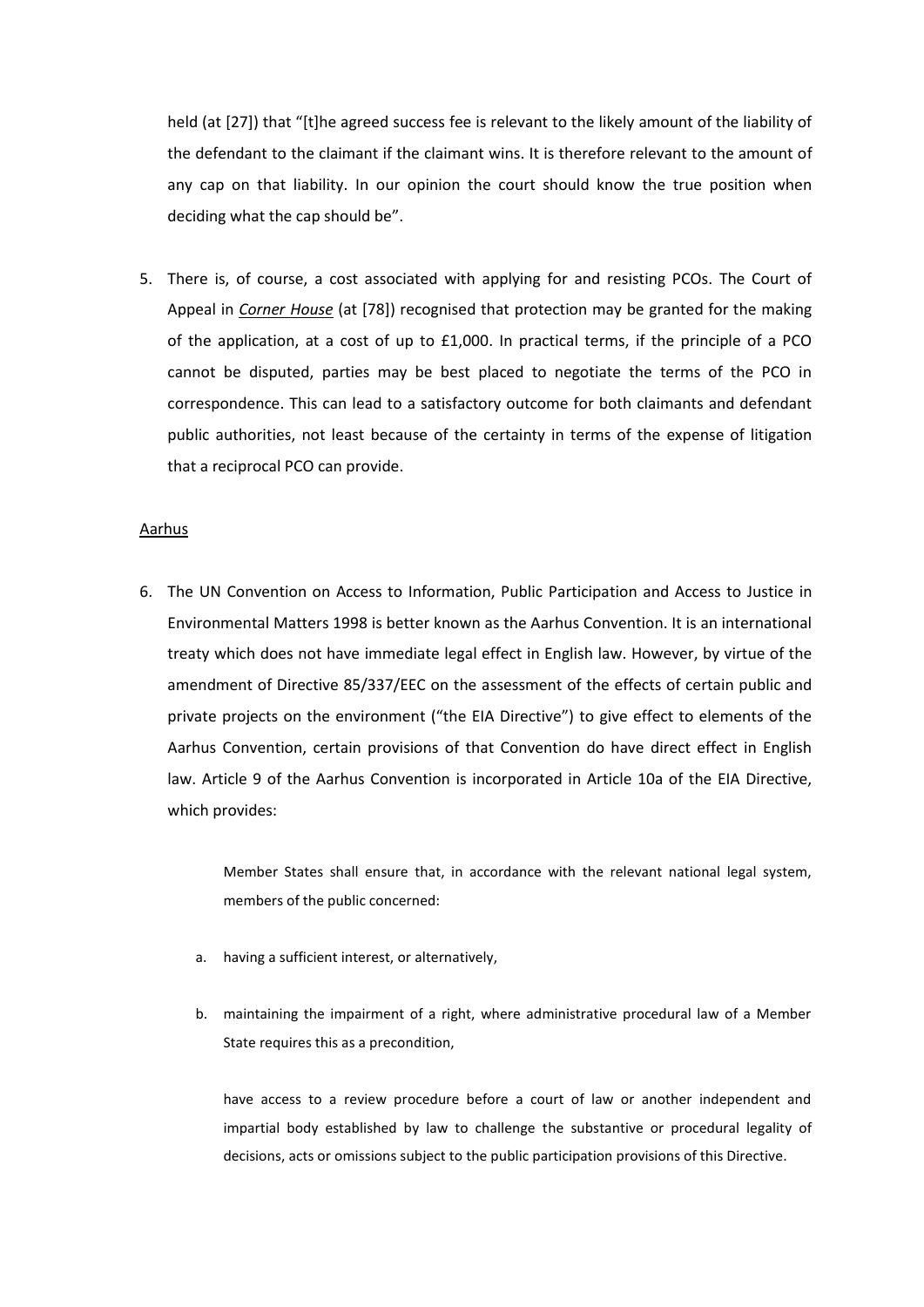held (at [27]) that "[t]he agreed success fee is relevant to the likely amount of the liability of the defendant to the claimant if the claimant wins. It is therefore relevant to the amount of any cap on that liability. In our opinion the court should know the true position when deciding what the cap should be".

5. There is, of course, a cost associated with applying for and resisting PCOs. The Court of Appeal in ***Corner House*** (at [78]) recognised that protection may be granted for the making of the application, at a cost of up to £1,000. In practical terms, if the principle of a PCO cannot be disputed, parties may be best placed to negotiate the terms of the PCO in correspondence. This can lead to a satisfactory outcome for both claimants and defendant public authorities, not least because of the certainty in terms of the expense of litigation that a reciprocal PCO can provide.

<u>Aarhus</u>

6. The UN Convention on Access to Information, Public Participation and Access to Justice in Environmental Matters 1998 is better known as the Aarhus Convention. It is an international treaty which does not have immediate legal effect in English law. However, by virtue of the amendment of Directive 85/337/EEC on the assessment of the effects of certain public and private projects on the environment ("the EIA Directive") to give effect to elements of the Aarhus Convention, certain provisions of that Convention do have direct effect in English law. Article 9 of the Aarhus Convention is incorporated in Article 10a of the EIA Directive, which provides:

> Member States shall ensure that, in accordance with the relevant national legal system, members of the public concerned:
>
> a. having a sufficient interest, or alternatively,
>
> b. maintaining the impairment of a right, where administrative procedural law of a Member State requires this as a precondition,
>
> have access to a review procedure before a court of law or another independent and impartial body established by law to challenge the substantive or procedural legality of decisions, acts or omissions subject to the public participation provisions of this Directive.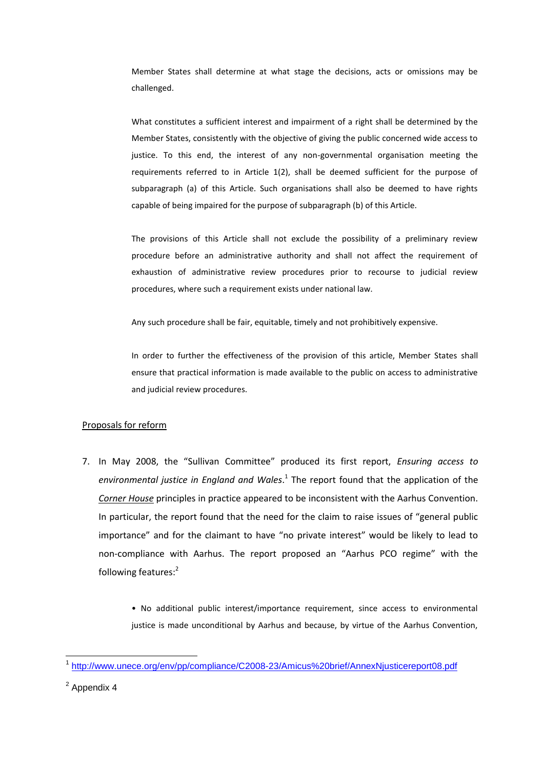Member States shall determine at what stage the decisions, acts or omissions may be challenged.

What constitutes a sufficient interest and impairment of a right shall be determined by the Member States, consistently with the objective of giving the public concerned wide access to justice. To this end, the interest of any non-governmental organisation meeting the requirements referred to in Article 1(2), shall be deemed sufficient for the purpose of subparagraph (a) of this Article. Such organisations shall also be deemed to have rights capable of being impaired for the purpose of subparagraph (b) of this Article.

The provisions of this Article shall not exclude the possibility of a preliminary review procedure before an administrative authority and shall not affect the requirement of exhaustion of administrative review procedures prior to recourse to judicial review procedures, where such a requirement exists under national law.

Any such procedure shall be fair, equitable, timely and not prohibitively expensive.

In order to further the effectiveness of the provision of this article, Member States shall ensure that practical information is made available to the public on access to administrative and judicial review procedures.

Proposals for reform

7. In May 2008, the "Sullivan Committee" produced its first report, *Ensuring access to environmental justice in England and Wales*.[1] The report found that the application of the *Corner House* principles in practice appeared to be inconsistent with the Aarhus Convention. In particular, the report found that the need for the claim to raise issues of "general public importance" and for the claimant to have "no private interest" would be likely to lead to non-compliance with Aarhus. The report proposed an "Aarhus PCO regime" with the following features:[2]

   • No additional public interest/importance requirement, since access to environmental justice is made unconditional by Aarhus and because, by virtue of the Aarhus Convention,

[1] http://www.unece.org/env/pp/compliance/C2008-23/Amicus%20brief/AnnexNjusticereport08.pdf

[2] Appendix 4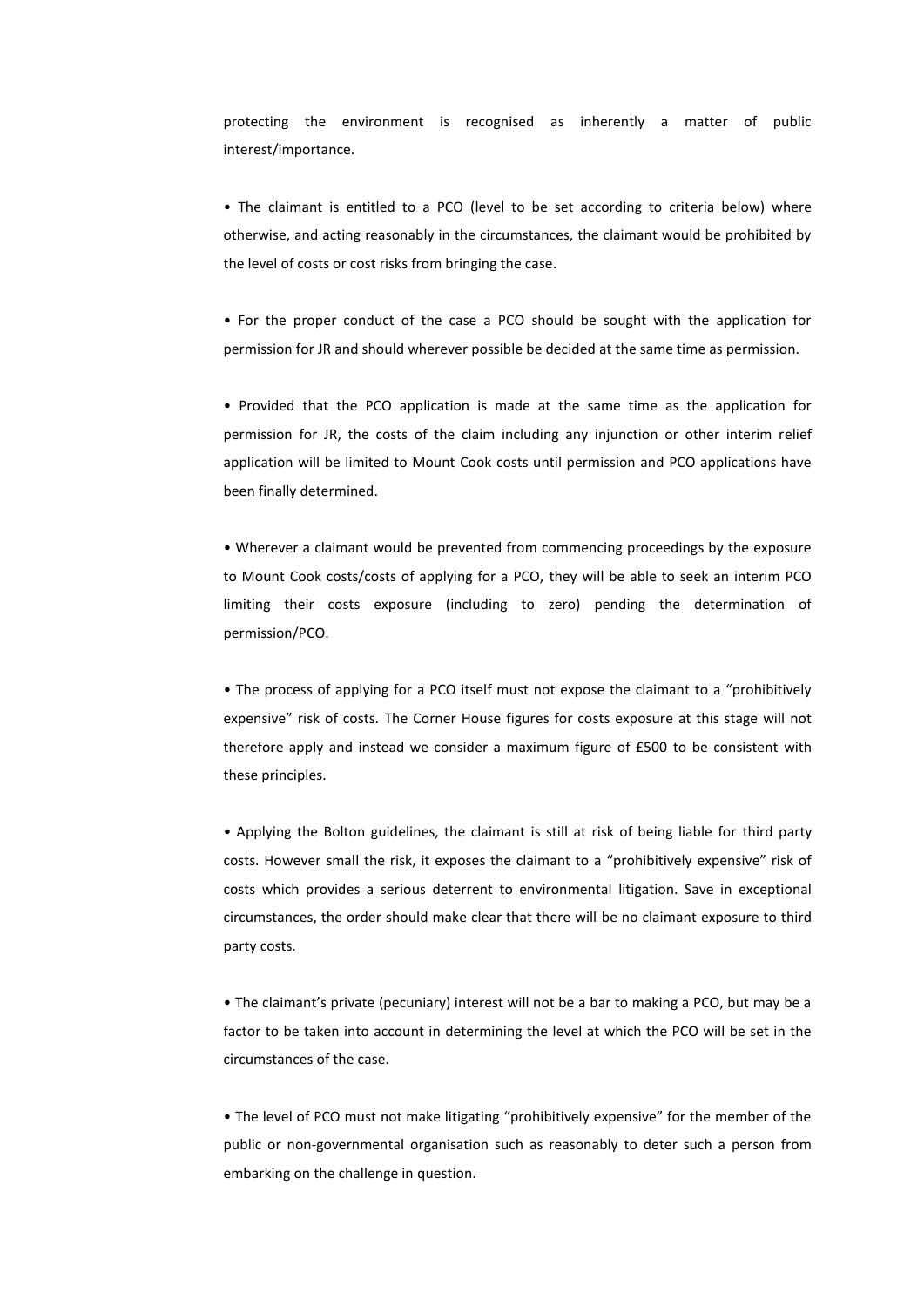protecting the environment is recognised as inherently a matter of public interest/importance.

- The claimant is entitled to a PCO (level to be set according to criteria below) where otherwise, and acting reasonably in the circumstances, the claimant would be prohibited by the level of costs or cost risks from bringing the case.

- For the proper conduct of the case a PCO should be sought with the application for permission for JR and should wherever possible be decided at the same time as permission.

- Provided that the PCO application is made at the same time as the application for permission for JR, the costs of the claim including any injunction or other interim relief application will be limited to Mount Cook costs until permission and PCO applications have been finally determined.

- Wherever a claimant would be prevented from commencing proceedings by the exposure to Mount Cook costs/costs of applying for a PCO, they will be able to seek an interim PCO limiting their costs exposure (including to zero) pending the determination of permission/PCO.

- The process of applying for a PCO itself must not expose the claimant to a "prohibitively expensive" risk of costs. The Corner House figures for costs exposure at this stage will not therefore apply and instead we consider a maximum figure of £500 to be consistent with these principles.

- Applying the Bolton guidelines, the claimant is still at risk of being liable for third party costs. However small the risk, it exposes the claimant to a "prohibitively expensive" risk of costs which provides a serious deterrent to environmental litigation. Save in exceptional circumstances, the order should make clear that there will be no claimant exposure to third party costs.

- The claimant's private (pecuniary) interest will not be a bar to making a PCO, but may be a factor to be taken into account in determining the level at which the PCO will be set in the circumstances of the case.

- The level of PCO must not make litigating "prohibitively expensive" for the member of the public or non-governmental organisation such as reasonably to deter such a person from embarking on the challenge in question.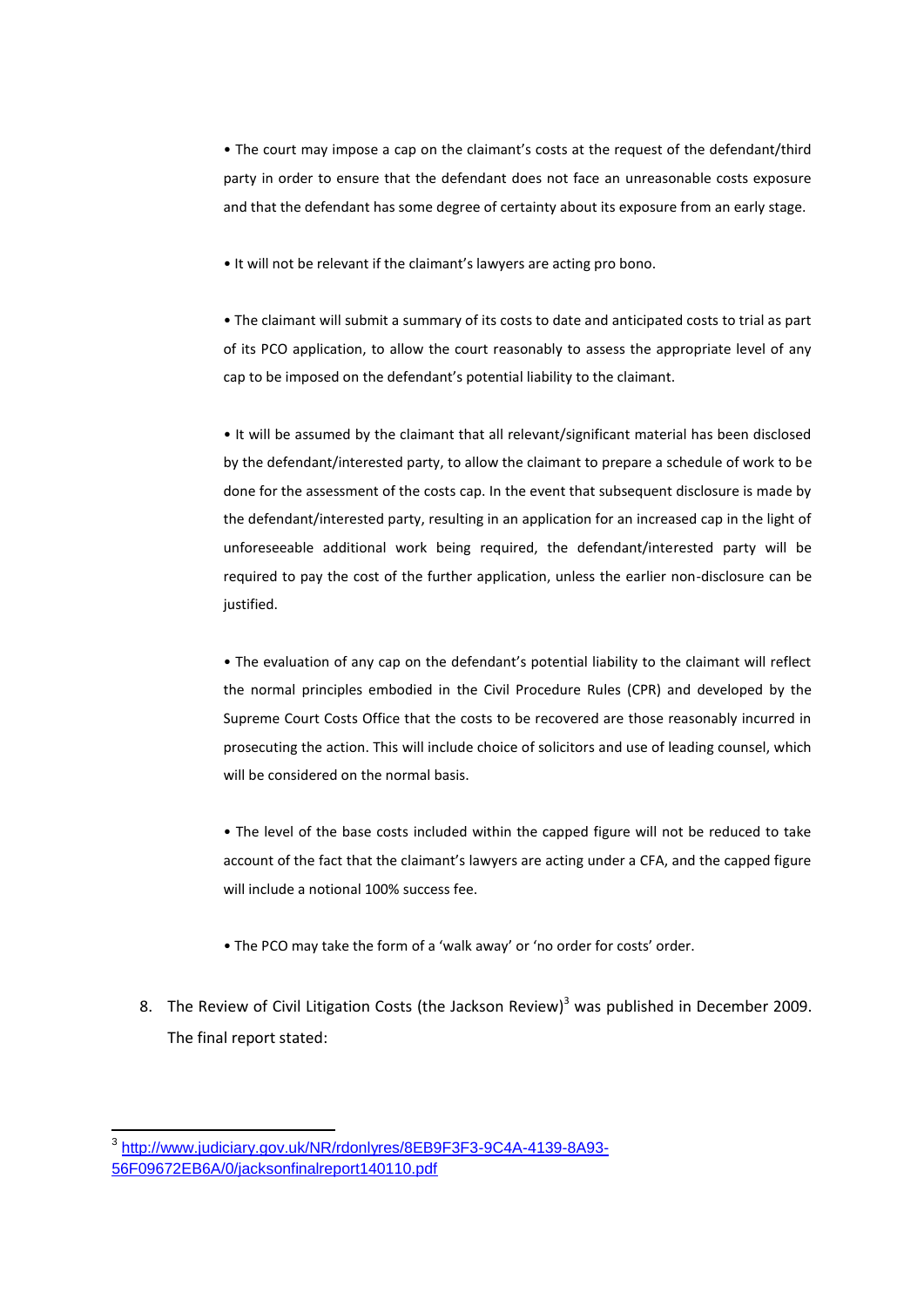- The court may impose a cap on the claimant's costs at the request of the defendant/third party in order to ensure that the defendant does not face an unreasonable costs exposure and that the defendant has some degree of certainty about its exposure from an early stage.

- It will not be relevant if the claimant's lawyers are acting pro bono.

- The claimant will submit a summary of its costs to date and anticipated costs to trial as part of its PCO application, to allow the court reasonably to assess the appropriate level of any cap to be imposed on the defendant's potential liability to the claimant.

- It will be assumed by the claimant that all relevant/significant material has been disclosed by the defendant/interested party, to allow the claimant to prepare a schedule of work to be done for the assessment of the costs cap. In the event that subsequent disclosure is made by the defendant/interested party, resulting in an application for an increased cap in the light of unforeseeable additional work being required, the defendant/interested party will be required to pay the cost of the further application, unless the earlier non-disclosure can be justified.

- The evaluation of any cap on the defendant's potential liability to the claimant will reflect the normal principles embodied in the Civil Procedure Rules (CPR) and developed by the Supreme Court Costs Office that the costs to be recovered are those reasonably incurred in prosecuting the action. This will include choice of solicitors and use of leading counsel, which will be considered on the normal basis.

- The level of the base costs included within the capped figure will not be reduced to take account of the fact that the claimant's lawyers are acting under a CFA, and the capped figure will include a notional 100% success fee.

- The PCO may take the form of a 'walk away' or 'no order for costs' order.

8. The Review of Civil Litigation Costs (the Jackson Review)[3] was published in December 2009. The final report stated:

[3] http://www.judiciary.gov.uk/NR/rdonlyres/8EB9F3F3-9C4A-4139-8A93-56F09672EB6A/0/jacksonfinalreport140110.pdf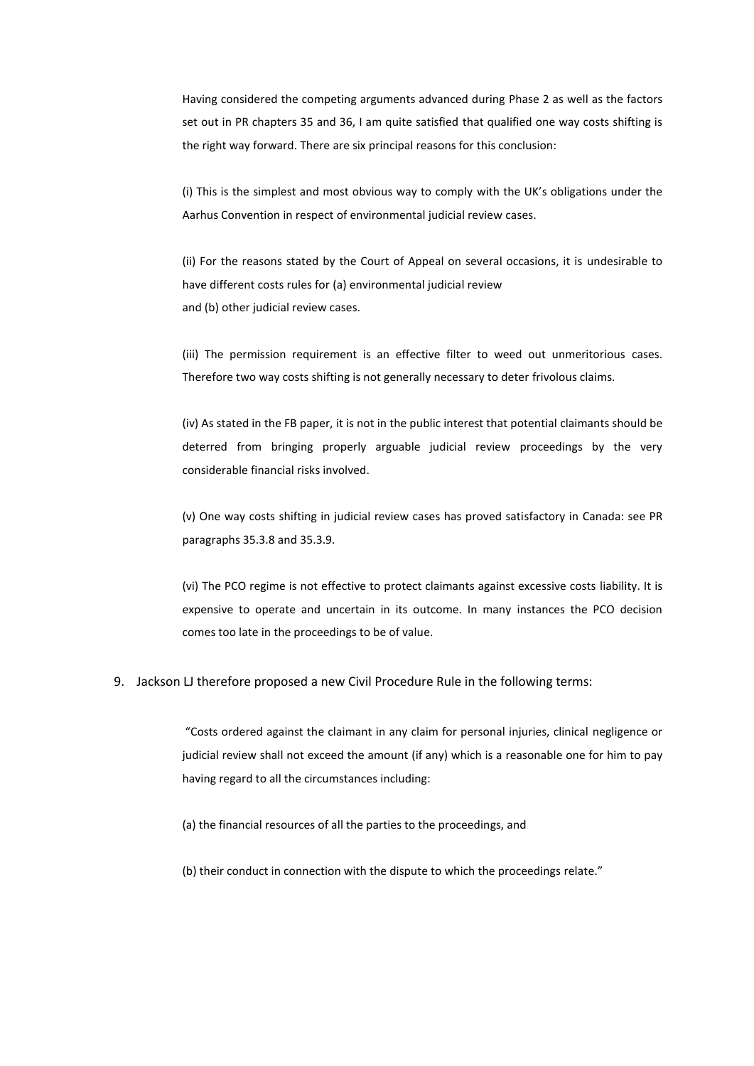> Having considered the competing arguments advanced during Phase 2 as well as the factors set out in PR chapters 35 and 36, I am quite satisfied that qualified one way costs shifting is the right way forward. There are six principal reasons for this conclusion:
>
> (i) This is the simplest and most obvious way to comply with the UK's obligations under the Aarhus Convention in respect of environmental judicial review cases.
>
> (ii) For the reasons stated by the Court of Appeal on several occasions, it is undesirable to have different costs rules for (a) environmental judicial review and (b) other judicial review cases.
>
> (iii) The permission requirement is an effective filter to weed out unmeritorious cases. Therefore two way costs shifting is not generally necessary to deter frivolous claims.
>
> (iv) As stated in the FB paper, it is not in the public interest that potential claimants should be deterred from bringing properly arguable judicial review proceedings by the very considerable financial risks involved.
>
> (v) One way costs shifting in judicial review cases has proved satisfactory in Canada: see PR paragraphs 35.3.8 and 35.3.9.
>
> (vi) The PCO regime is not effective to protect claimants against excessive costs liability. It is expensive to operate and uncertain in its outcome. In many instances the PCO decision comes too late in the proceedings to be of value.

9. Jackson LJ therefore proposed a new Civil Procedure Rule in the following terms:

> "Costs ordered against the claimant in any claim for personal injuries, clinical negligence or judicial review shall not exceed the amount (if any) which is a reasonable one for him to pay having regard to all the circumstances including:
>
> (a) the financial resources of all the parties to the proceedings, and
>
> (b) their conduct in connection with the dispute to which the proceedings relate."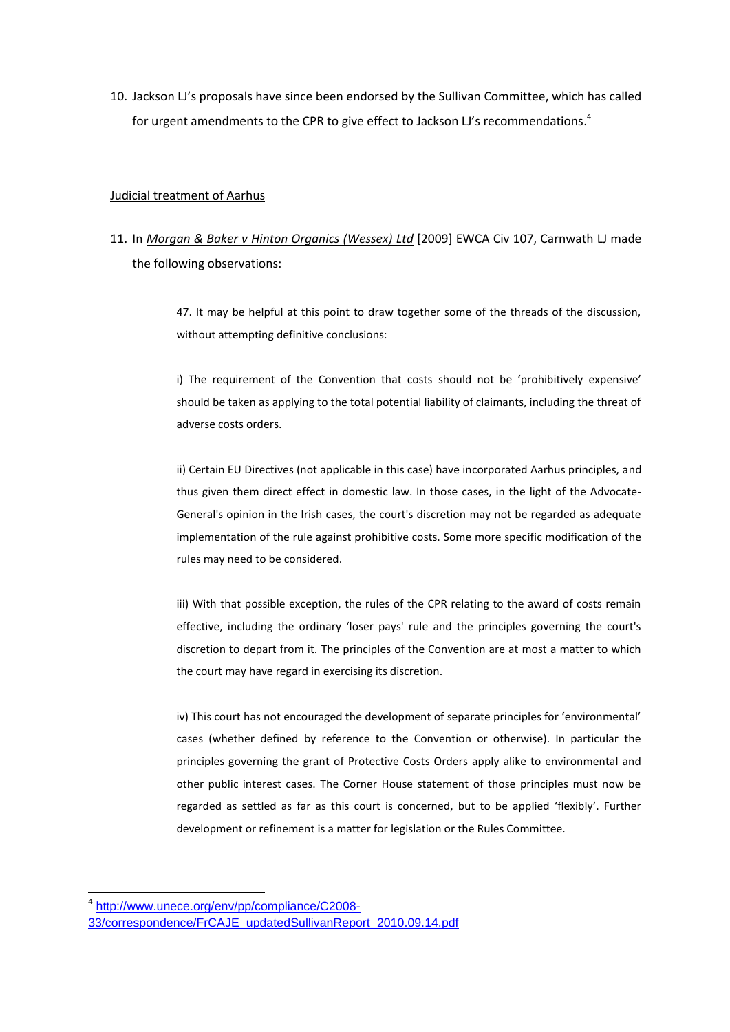10. Jackson LJ's proposals have since been endorsed by the Sullivan Committee, which has called for urgent amendments to the CPR to give effect to Jackson LJ's recommendations.[4]

Judicial treatment of Aarhus

11. In *Morgan & Baker v Hinton Organics (Wessex) Ltd* [2009] EWCA Civ 107, Carnwath LJ made the following observations:

> 47. It may be helpful at this point to draw together some of the threads of the discussion, without attempting definitive conclusions:
>
> i) The requirement of the Convention that costs should not be 'prohibitively expensive' should be taken as applying to the total potential liability of claimants, including the threat of adverse costs orders.
>
> ii) Certain EU Directives (not applicable in this case) have incorporated Aarhus principles, and thus given them direct effect in domestic law. In those cases, in the light of the Advocate-General's opinion in the Irish cases, the court's discretion may not be regarded as adequate implementation of the rule against prohibitive costs. Some more specific modification of the rules may need to be considered.
>
> iii) With that possible exception, the rules of the CPR relating to the award of costs remain effective, including the ordinary 'loser pays' rule and the principles governing the court's discretion to depart from it. The principles of the Convention are at most a matter to which the court may have regard in exercising its discretion.
>
> iv) This court has not encouraged the development of separate principles for 'environmental' cases (whether defined by reference to the Convention or otherwise). In particular the principles governing the grant of Protective Costs Orders apply alike to environmental and other public interest cases. The Corner House statement of those principles must now be regarded as settled as far as this court is concerned, but to be applied 'flexibly'. Further development or refinement is a matter for legislation or the Rules Committee.

---

[4] http://www.unece.org/env/pp/compliance/C2008-33/correspondence/FrCAJE_updatedSullivanReport_2010.09.14.pdf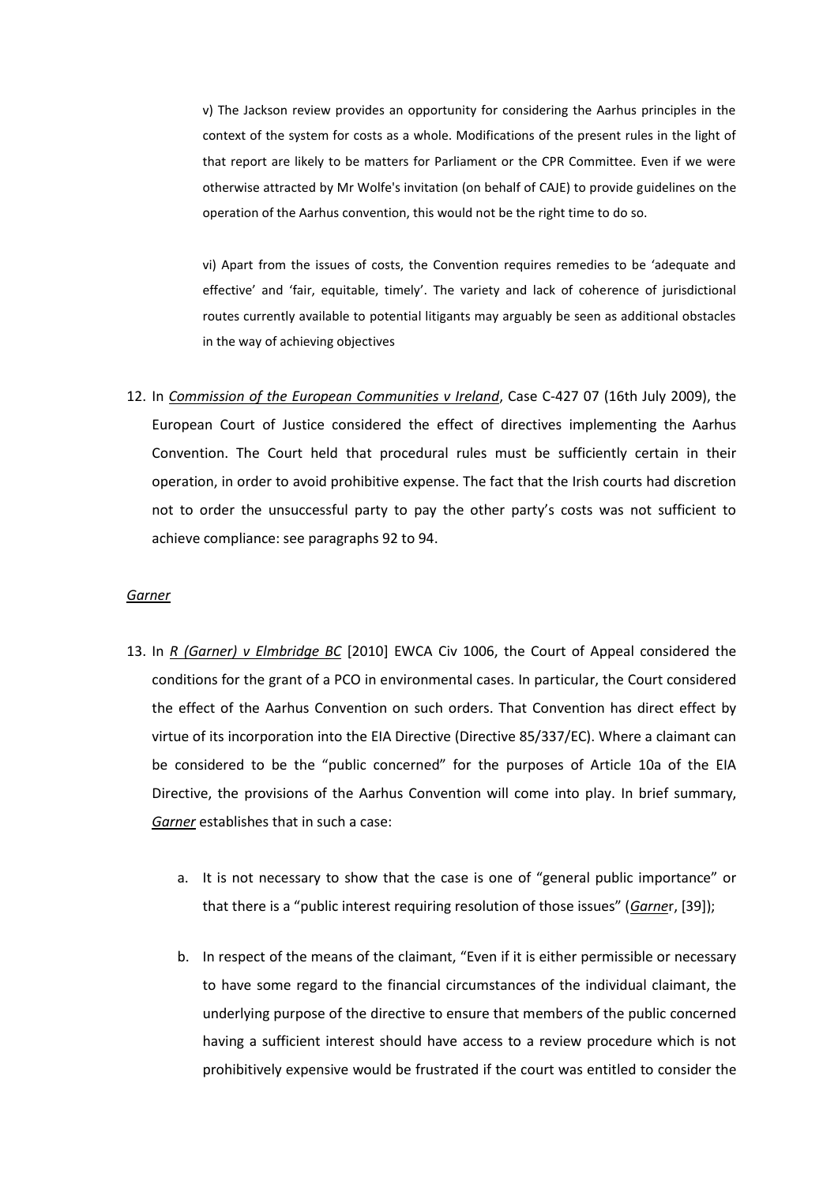v) The Jackson review provides an opportunity for considering the Aarhus principles in the context of the system for costs as a whole. Modifications of the present rules in the light of that report are likely to be matters for Parliament or the CPR Committee. Even if we were otherwise attracted by Mr Wolfe's invitation (on behalf of CAJE) to provide guidelines on the operation of the Aarhus convention, this would not be the right time to do so.

vi) Apart from the issues of costs, the Convention requires remedies to be 'adequate and effective' and 'fair, equitable, timely'. The variety and lack of coherence of jurisdictional routes currently available to potential litigants may arguably be seen as additional obstacles in the way of achieving objectives

12. In *Commission of the European Communities v Ireland*, Case C-427 07 (16th July 2009), the European Court of Justice considered the effect of directives implementing the Aarhus Convention. The Court held that procedural rules must be sufficiently certain in their operation, in order to avoid prohibitive expense. The fact that the Irish courts had discretion not to order the unsuccessful party to pay the other party's costs was not sufficient to achieve compliance: see paragraphs 92 to 94.

*Garner*

13. In *R (Garner) v Elmbridge BC* [2010] EWCA Civ 1006, the Court of Appeal considered the conditions for the grant of a PCO in environmental cases. In particular, the Court considered the effect of the Aarhus Convention on such orders. That Convention has direct effect by virtue of its incorporation into the EIA Directive (Directive 85/337/EC). Where a claimant can be considered to be the "public concerned" for the purposes of Article 10a of the EIA Directive, the provisions of the Aarhus Convention will come into play. In brief summary, *Garner* establishes that in such a case:

    a. It is not necessary to show that the case is one of "general public importance" or that there is a "public interest requiring resolution of those issues" (*Garner*, [39]);

    b. In respect of the means of the claimant, "Even if it is either permissible or necessary to have some regard to the financial circumstances of the individual claimant, the underlying purpose of the directive to ensure that members of the public concerned having a sufficient interest should have access to a review procedure which is not prohibitively expensive would be frustrated if the court was entitled to consider the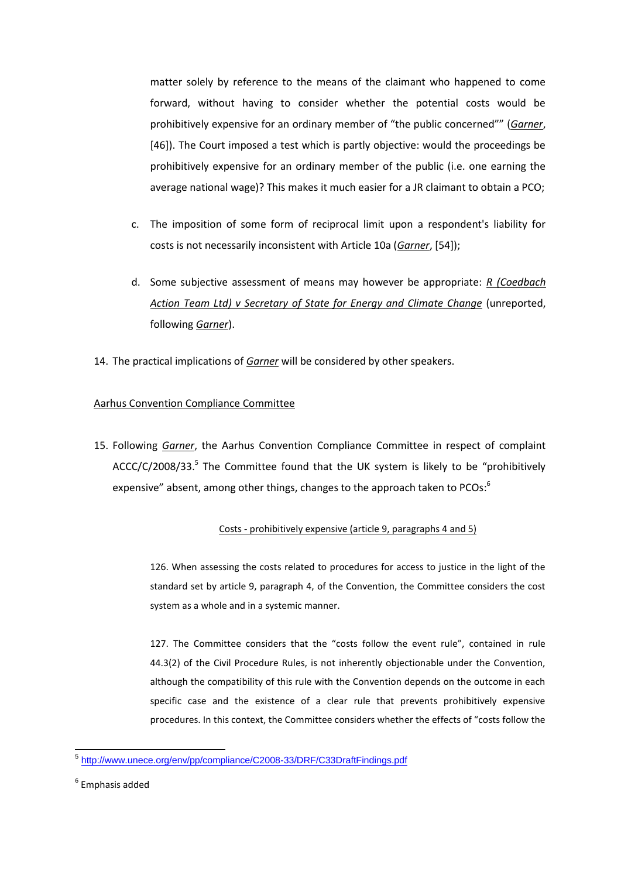matter solely by reference to the means of the claimant who happened to come forward, without having to consider whether the potential costs would be prohibitively expensive for an ordinary member of "the public concerned"" (*Garner*, [46]). The Court imposed a test which is partly objective: would the proceedings be prohibitively expensive for an ordinary member of the public (i.e. one earning the average national wage)? This makes it much easier for a JR claimant to obtain a PCO;

c. The imposition of some form of reciprocal limit upon a respondent's liability for costs is not necessarily inconsistent with Article 10a (*Garner*, [54]);

d. Some subjective assessment of means may however be appropriate: *R (Coedbach Action Team Ltd) v Secretary of State for Energy and Climate Change* (unreported, following *Garner*).

14. The practical implications of *Garner* will be considered by other speakers.

## Aarhus Convention Compliance Committee

15. Following *Garner*, the Aarhus Convention Compliance Committee in respect of complaint ACCC/C/2008/33.[5] The Committee found that the UK system is likely to be "prohibitively expensive" absent, among other things, changes to the approach taken to PCOs:[6]

> Costs - prohibitively expensive (article 9, paragraphs 4 and 5)
>
> 126. When assessing the costs related to procedures for access to justice in the light of the standard set by article 9, paragraph 4, of the Convention, the Committee considers the cost system as a whole and in a systemic manner.
>
> 127. The Committee considers that the "costs follow the event rule", contained in rule 44.3(2) of the Civil Procedure Rules, is not inherently objectionable under the Convention, although the compatibility of this rule with the Convention depends on the outcome in each specific case and the existence of a clear rule that prevents prohibitively expensive procedures. In this context, the Committee considers whether the effects of "costs follow the

---

[5] http://www.unece.org/env/pp/compliance/C2008-33/DRF/C33DraftFindings.pdf

[6] Emphasis added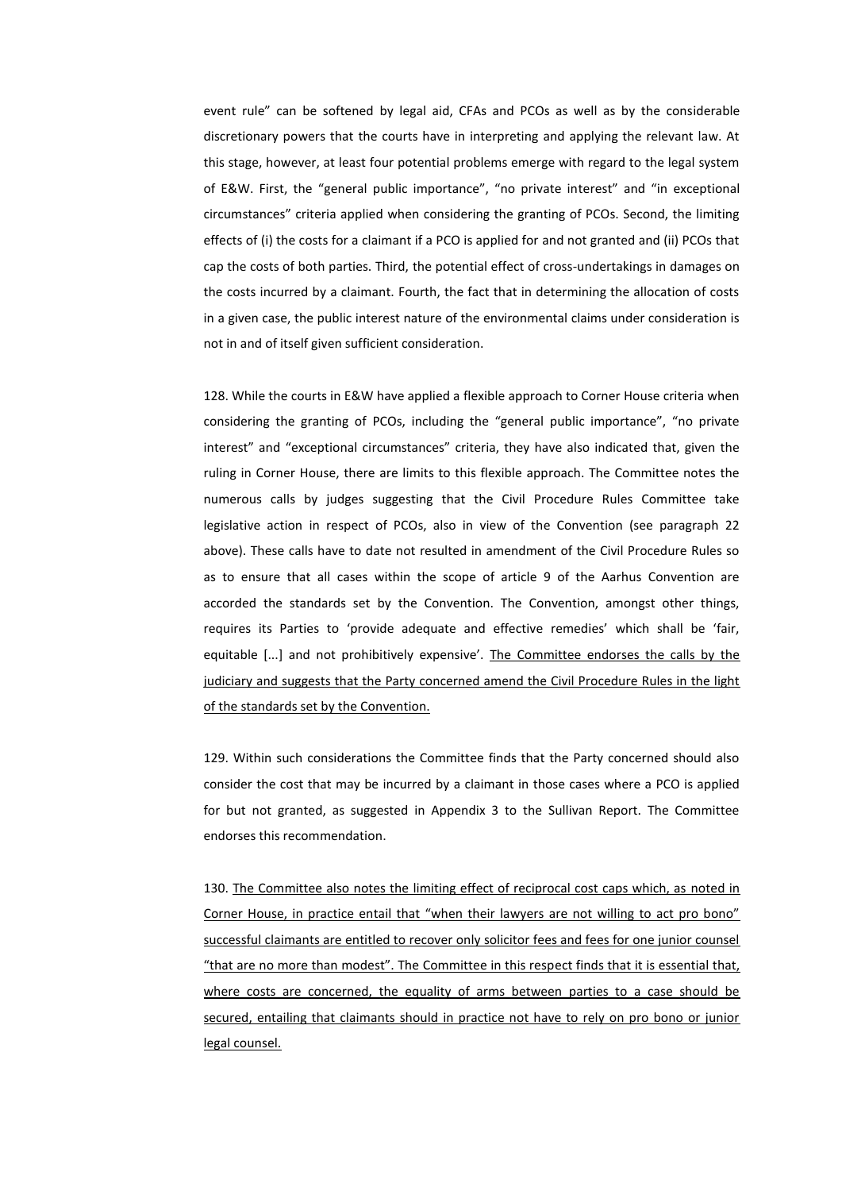event rule" can be softened by legal aid, CFAs and PCOs as well as by the considerable discretionary powers that the courts have in interpreting and applying the relevant law. At this stage, however, at least four potential problems emerge with regard to the legal system of E&W. First, the "general public importance", "no private interest" and "in exceptional circumstances" criteria applied when considering the granting of PCOs. Second, the limiting effects of (i) the costs for a claimant if a PCO is applied for and not granted and (ii) PCOs that cap the costs of both parties. Third, the potential effect of cross-undertakings in damages on the costs incurred by a claimant. Fourth, the fact that in determining the allocation of costs in a given case, the public interest nature of the environmental claims under consideration is not in and of itself given sufficient consideration.

128. While the courts in E&W have applied a flexible approach to Corner House criteria when considering the granting of PCOs, including the "general public importance", "no private interest" and "exceptional circumstances" criteria, they have also indicated that, given the ruling in Corner House, there are limits to this flexible approach. The Committee notes the numerous calls by judges suggesting that the Civil Procedure Rules Committee take legislative action in respect of PCOs, also in view of the Convention (see paragraph 22 above). These calls have to date not resulted in amendment of the Civil Procedure Rules so as to ensure that all cases within the scope of article 9 of the Aarhus Convention are accorded the standards set by the Convention. The Convention, amongst other things, requires its Parties to 'provide adequate and effective remedies' which shall be 'fair, equitable [...] and not prohibitively expensive'. <u>The Committee endorses the calls by the judiciary and suggests that the Party concerned amend the Civil Procedure Rules in the light of the standards set by the Convention.</u>

129. Within such considerations the Committee finds that the Party concerned should also consider the cost that may be incurred by a claimant in those cases where a PCO is applied for but not granted, as suggested in Appendix 3 to the Sullivan Report. The Committee endorses this recommendation.

130. <u>The Committee also notes the limiting effect of reciprocal cost caps which, as noted in Corner House, in practice entail that "when their lawyers are not willing to act pro bono" successful claimants are entitled to recover only solicitor fees and fees for one junior counsel "that are no more than modest". The Committee in this respect finds that it is essential that, where costs are concerned, the equality of arms between parties to a case should be secured, entailing that claimants should in practice not have to rely on pro bono or junior legal counsel.</u>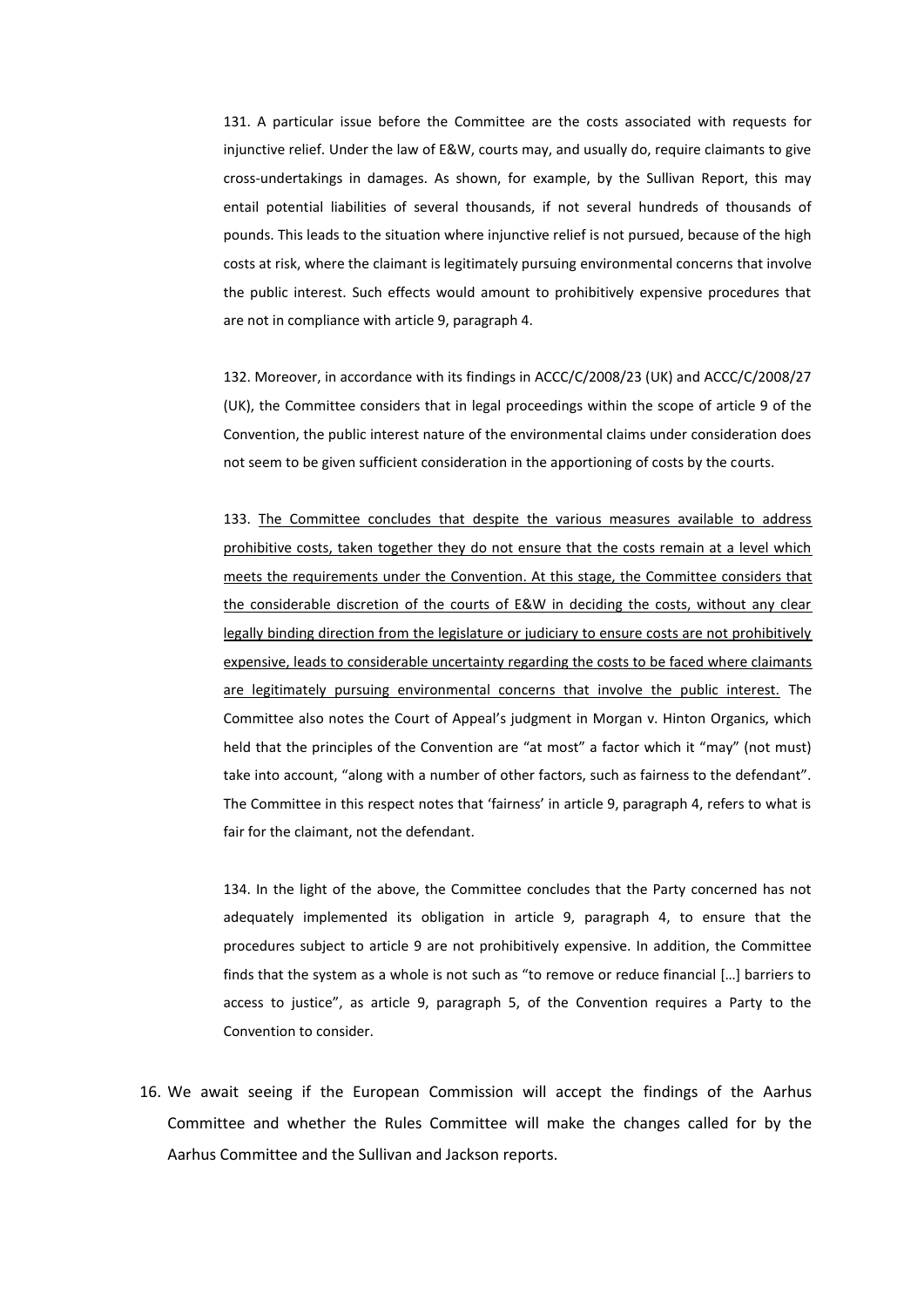> 131. A particular issue before the Committee are the costs associated with requests for injunctive relief. Under the law of E&W, courts may, and usually do, require claimants to give cross-undertakings in damages. As shown, for example, by the Sullivan Report, this may entail potential liabilities of several thousands, if not several hundreds of thousands of pounds. This leads to the situation where injunctive relief is not pursued, because of the high costs at risk, where the claimant is legitimately pursuing environmental concerns that involve the public interest. Such effects would amount to prohibitively expensive procedures that are not in compliance with article 9, paragraph 4.
>
> 132. Moreover, in accordance with its findings in ACCC/C/2008/23 (UK) and ACCC/C/2008/27 (UK), the Committee considers that in legal proceedings within the scope of article 9 of the Convention, the public interest nature of the environmental claims under consideration does not seem to be given sufficient consideration in the apportioning of costs by the courts.
>
> 133. <u>The Committee concludes that despite the various measures available to address prohibitive costs, taken together they do not ensure that the costs remain at a level which meets the requirements under the Convention. At this stage, the Committee considers that the considerable discretion of the courts of E&W in deciding the costs, without any clear legally binding direction from the legislature or judiciary to ensure costs are not prohibitively expensive, leads to considerable uncertainty regarding the costs to be faced where claimants are legitimately pursuing environmental concerns that involve the public interest.</u> The Committee also notes the Court of Appeal's judgment in Morgan v. Hinton Organics, which held that the principles of the Convention are "at most" a factor which it "may" (not must) take into account, "along with a number of other factors, such as fairness to the defendant". The Committee in this respect notes that 'fairness' in article 9, paragraph 4, refers to what is fair for the claimant, not the defendant.
>
> 134. In the light of the above, the Committee concludes that the Party concerned has not adequately implemented its obligation in article 9, paragraph 4, to ensure that the procedures subject to article 9 are not prohibitively expensive. In addition, the Committee finds that the system as a whole is not such as "to remove or reduce financial […] barriers to access to justice", as article 9, paragraph 5, of the Convention requires a Party to the Convention to consider.

16. We await seeing if the European Commission will accept the findings of the Aarhus Committee and whether the Rules Committee will make the changes called for by the Aarhus Committee and the Sullivan and Jackson reports.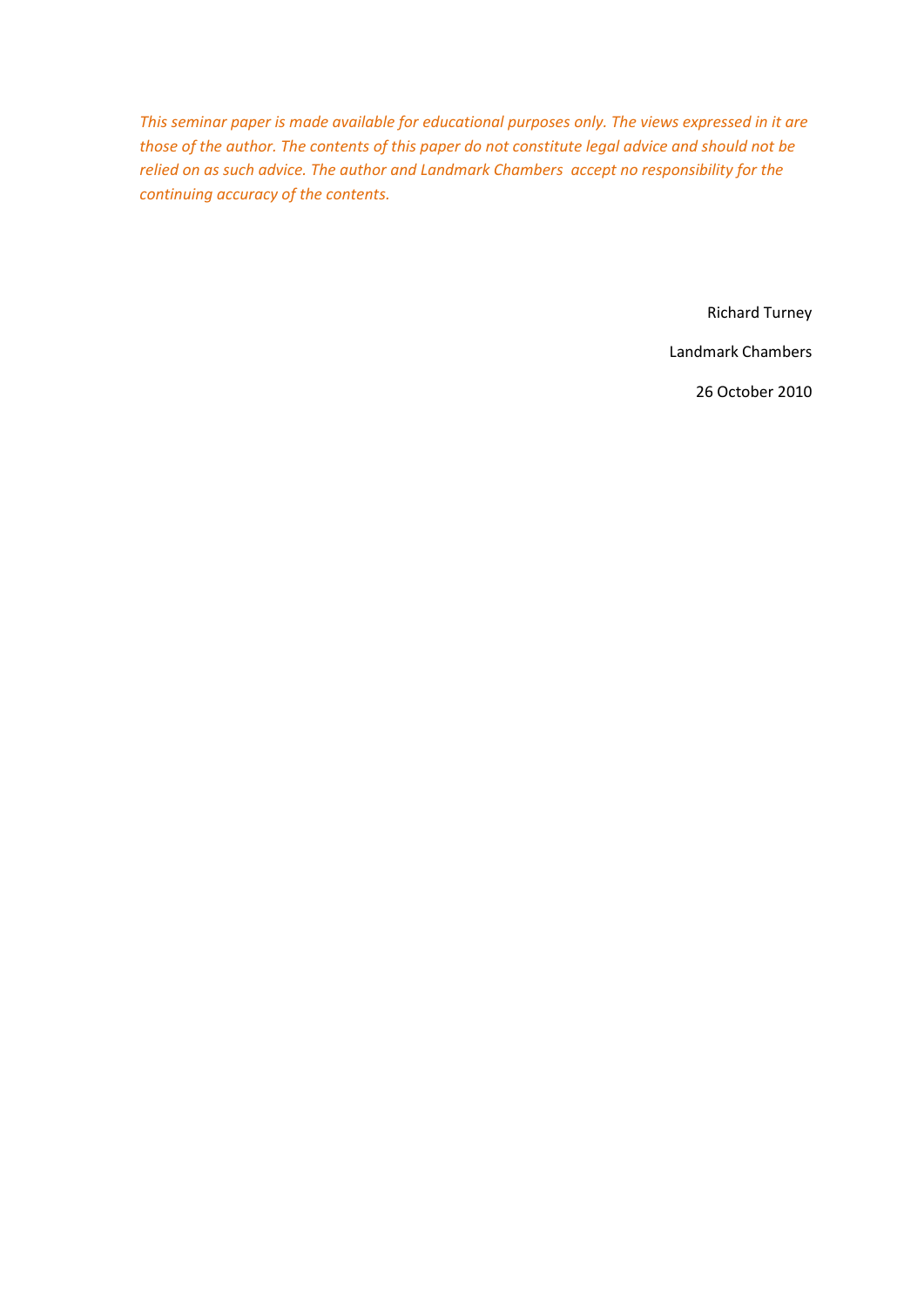*This seminar paper is made available for educational purposes only. The views expressed in it are those of the author. The contents of this paper do not constitute legal advice and should not be relied on as such advice. The author and Landmark Chambers accept no responsibility for the continuing accuracy of the contents.*

Richard Turney

Landmark Chambers

26 October 2010